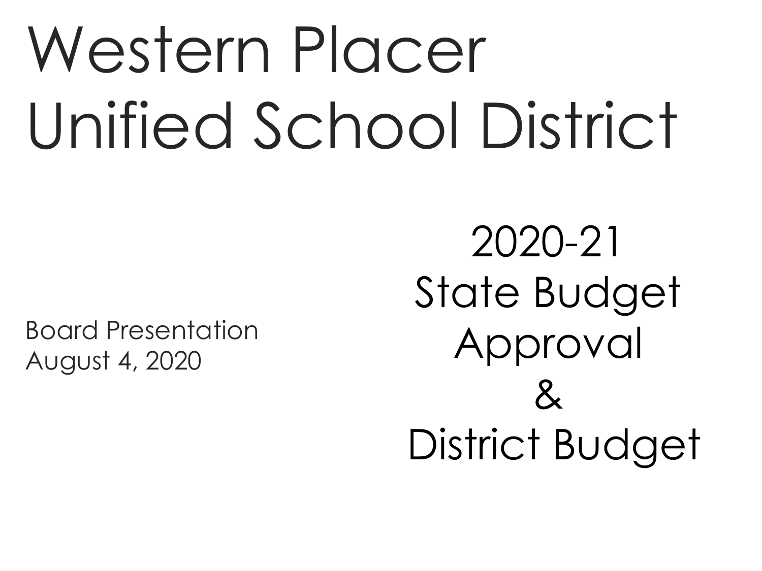# Western Placer Unified School District

Board Presentation
August 4, 2020

## 2020-21 State Budget Approval & District Budget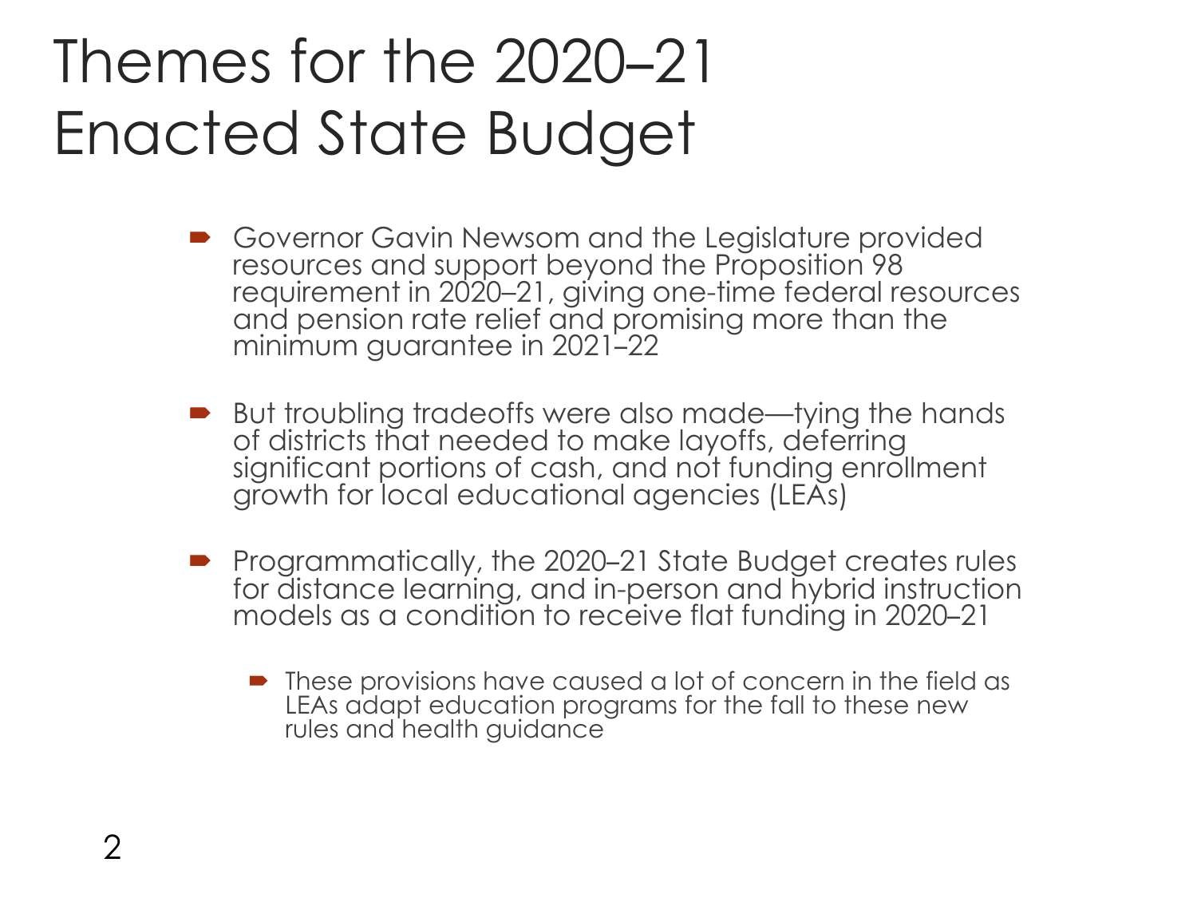# Themes for the 2020–21 Enacted State Budget

- Governor Gavin Newsom and the Legislature provided resources and support beyond the Proposition 98 requirement in 2020–21, giving one-time federal resources and pension rate relief and promising more than the minimum guarantee in 2021–22
- But troubling tradeoffs were also made—tying the hands of districts that needed to make layoffs, deferring significant portions of cash, and not funding enrollment growth for local educational agencies (LEAs)
- Programmatically, the 2020–21 State Budget creates rules for distance learning, and in-person and hybrid instruction models as a condition to receive flat funding in 2020–21
  - These provisions have caused a lot of concern in the field as LEAs adapt education programs for the fall to these new rules and health guidance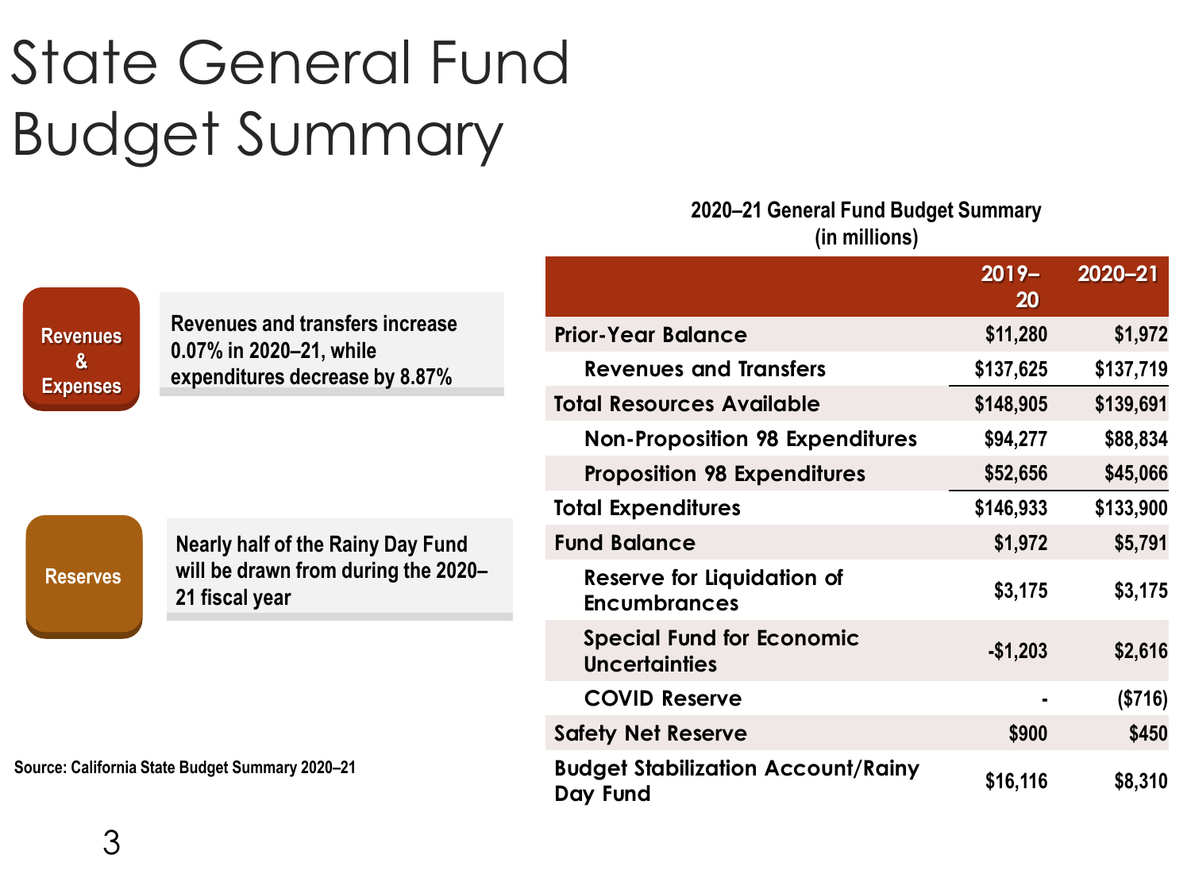# State General Fund Budget Summary

**Revenues & Expenses**

Revenues and transfers increase 0.07% in 2020–21, while expenditures decrease by 8.87%

**Reserves**

Nearly half of the Rainy Day Fund will be drawn from during the 2020–21 fiscal year

**2020–21 General Fund Budget Summary (in millions)**

| | 2019–20 | 2020–21 |
|---|---|---|
| Prior-Year Balance | $11,280 | $1,972 |
| Revenues and Transfers | $137,625 | $137,719 |
| Total Resources Available | $148,905 | $139,691 |
| Non-Proposition 98 Expenditures | $94,277 | $88,834 |
| Proposition 98 Expenditures | $52,656 | $45,066 |
| Total Expenditures | $146,933 | $133,900 |
| Fund Balance | $1,972 | $5,791 |
| Reserve for Liquidation of Encumbrances | $3,175 | $3,175 |
| Special Fund for Economic Uncertainties | -$1,203 | $2,616 |
| COVID Reserve | - | ($716) |
| Safety Net Reserve | $900 | $450 |
| Budget Stabilization Account/Rainy Day Fund | $16,116 | $8,310 |

Source: California State Budget Summary 2020–21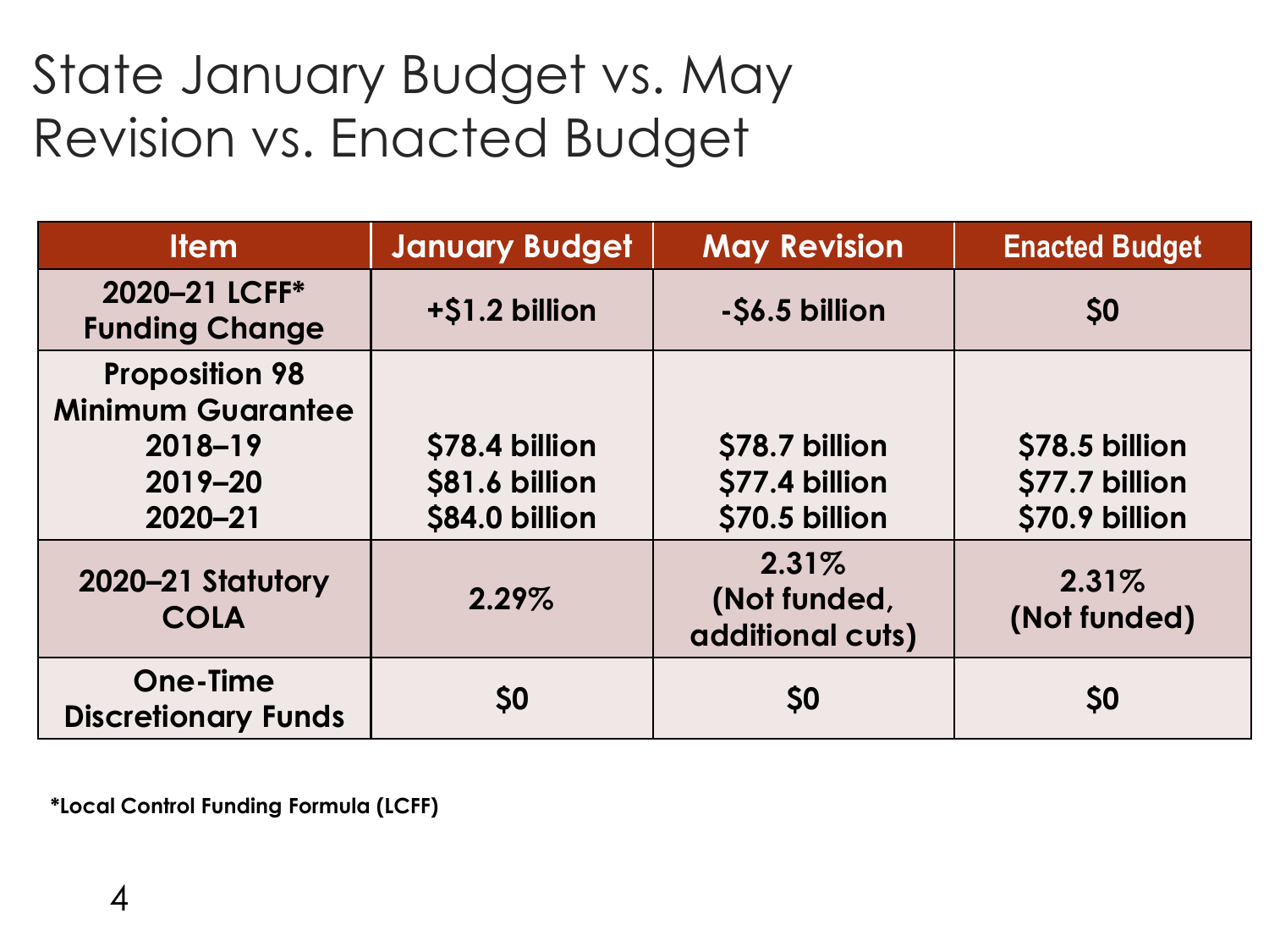# State January Budget vs. May Revision vs. Enacted Budget

| Item | January Budget | May Revision | Enacted Budget |
| --- | --- | --- | --- |
| 2020–21 LCFF* Funding Change | +$1.2 billion | -$6.5 billion | $0 |
| Proposition 98 Minimum Guarantee<br>2018–19<br>2019–20<br>2020–21 | <br><br>$78.4 billion<br>$81.6 billion<br>$84.0 billion | <br><br>$78.7 billion<br>$77.4 billion<br>$70.5 billion | <br><br>$78.5 billion<br>$77.7 billion<br>$70.9 billion |
| 2020–21 Statutory COLA | 2.29% | 2.31% (Not funded, additional cuts) | 2.31% (Not funded) |
| One-Time Discretionary Funds | $0 | $0 | $0 |

*Local Control Funding Formula (LCFF)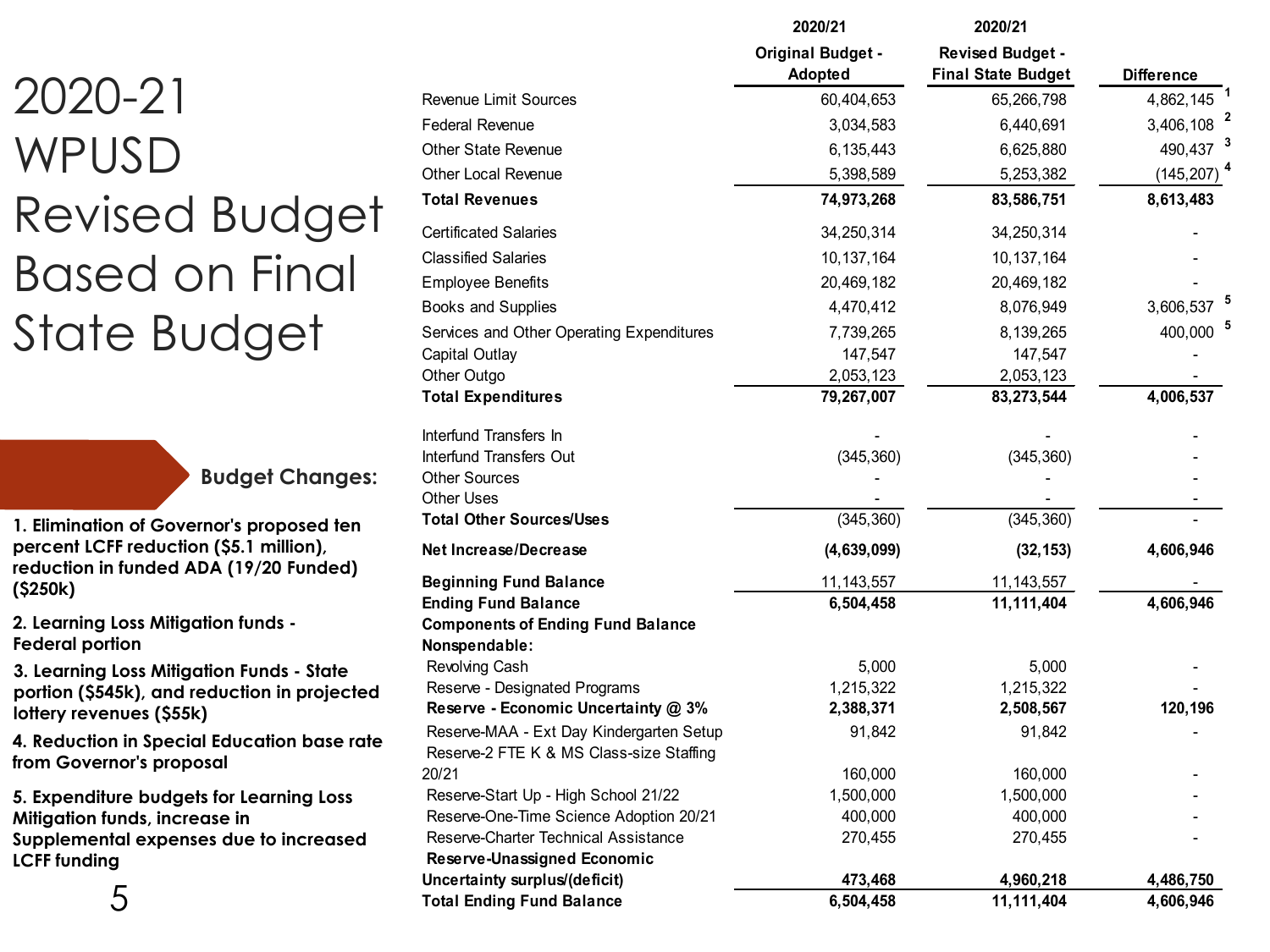# 2020-21 WPUSD Revised Budget Based on Final State Budget

|  | 2020/21 Original Budget - Adopted | 2020/21 Revised Budget - Final State Budget | Difference |
|---|---|---|---|
| Revenue Limit Sources | 60,404,653 | 65,266,798 | 4,862,145 [1] |
| Federal Revenue | 3,034,583 | 6,440,691 | 3,406,108 [2] |
| Other State Revenue | 6,135,443 | 6,625,880 | 490,437 [3] |
| Other Local Revenue | 5,398,589 | 5,253,382 | (145,207) [4] |
| **Total Revenues** | **74,973,268** | **83,586,751** | **8,613,483** |
| Certificated Salaries | 34,250,314 | 34,250,314 | - |
| Classified Salaries | 10,137,164 | 10,137,164 | - |
| Employee Benefits | 20,469,182 | 20,469,182 | - |
| Books and Supplies | 4,470,412 | 8,076,949 | 3,606,537 [5] |
| Services and Other Operating Expenditures | 7,739,265 | 8,139,265 | 400,000 [5] |
| Capital Outlay | 147,547 | 147,547 | - |
| Other Outgo | 2,053,123 | 2,053,123 | - |
| **Total Expenditures** | **79,267,007** | **83,273,544** | **4,006,537** |
| Interfund Transfers In | - | - | - |
| Interfund Transfers Out | (345,360) | (345,360) | - |
| Other Sources | - | - | - |
| Other Uses | - | - | - |
| **Total Other Sources/Uses** | (345,360) | (345,360) | - |
| **Net Increase/Decrease** | **(4,639,099)** | **(32,153)** | **4,606,946** |
| **Beginning Fund Balance** | 11,143,557 | 11,143,557 | - |
| **Ending Fund Balance** | **6,504,458** | **11,111,404** | **4,606,946** |
| **Components of Ending Fund Balance** | | | |
| **Nonspendable:** | | | |
| Revolving Cash | 5,000 | 5,000 | - |
| Reserve - Designated Programs | 1,215,322 | 1,215,322 | - |
| **Reserve - Economic Uncertainty @ 3%** | **2,388,371** | **2,508,567** | **120,196** |
| Reserve-MAA - Ext Day Kindergarten Setup | 91,842 | 91,842 | - |
| Reserve-2 FTE K & MS Class-size Staffing 20/21 | 160,000 | 160,000 | - |
| Reserve-Start Up - High School 21/22 | 1,500,000 | 1,500,000 | - |
| Reserve-One-Time Science Adoption 20/21 | 400,000 | 400,000 | - |
| Reserve-Charter Technical Assistance | 270,455 | 270,455 | - |
| **Reserve-Unassigned Economic Uncertainty surplus/(deficit)** | **473,468** | **4,960,218** | **4,486,750** |
| **Total Ending Fund Balance** | **6,504,458** | **11,111,404** | **4,606,946** |

## Budget Changes:

1. **Elimination of Governor's proposed ten percent LCFF reduction ($5.1 million), reduction in funded ADA (19/20 Funded) ($250k)**
2. **Learning Loss Mitigation funds - Federal portion**
3. **Learning Loss Mitigation Funds - State portion ($545k), and reduction in projected lottery revenues ($55k)**
4. **Reduction in Special Education base rate from Governor's proposal**
5. **Expenditure budgets for Learning Loss Mitigation funds, increase in Supplemental expenses due to increased LCFF funding**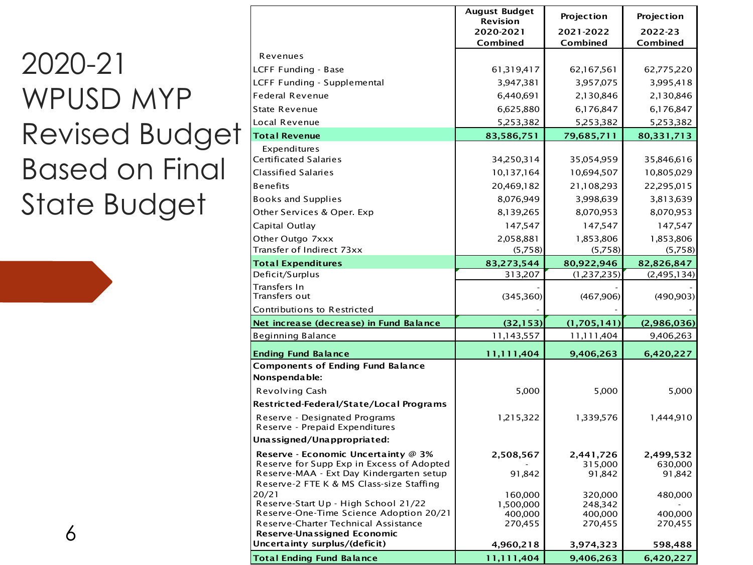# 2020-21 WPUSD MYP Revised Budget Based on Final State Budget

| | August Budget Revision 2020-2021 Combined | Projection 2021-2022 Combined | Projection 2022-23 Combined |
|---|---|---|---|
| Revenues | | | |
| LCFF Funding - Base | 61,319,417 | 62,167,561 | 62,775,220 |
| LCFF Funding - Supplemental | 3,947,381 | 3,957,075 | 3,995,418 |
| Federal Revenue | 6,440,691 | 2,130,846 | 2,130,846 |
| State Revenue | 6,625,880 | 6,176,847 | 6,176,847 |
| Local Revenue | 5,253,382 | 5,253,382 | 5,253,382 |
| **Total Revenue** | **83,586,751** | **79,685,711** | **80,331,713** |
| Expenditures | | | |
| Certificated Salaries | 34,250,314 | 35,054,959 | 35,846,616 |
| Classified Salaries | 10,137,164 | 10,694,507 | 10,805,029 |
| Benefits | 20,469,182 | 21,108,293 | 22,295,015 |
| Books and Supplies | 8,076,949 | 3,998,639 | 3,813,639 |
| Other Services & Oper. Exp | 8,139,265 | 8,070,953 | 8,070,953 |
| Capital Outlay | 147,547 | 147,547 | 147,547 |
| Other Outgo 7xxx | 2,058,881 | 1,853,806 | 1,853,806 |
| Transfer of Indirect 73xx | (5,758) | (5,758) | (5,758) |
| **Total Expenditures** | **83,273,544** | **80,922,946** | **82,826,847** |
| Deficit/Surplus | 313,207 | (1,237,235) | (2,495,134) |
| Transfers In | - | - | - |
| Transfers out | (345,360) | (467,906) | (490,903) |
| Contributions to Restricted | - | - | - |
| **Net increase (decrease) in Fund Balance** | **(32,153)** | **(1,705,141)** | **(2,986,036)** |
| Beginning Balance | 11,143,557 | 11,111,404 | 9,406,263 |
| **Ending Fund Balance** | **11,111,404** | **9,406,263** | **6,420,227** |
| **Components of Ending Fund Balance** | | | |
| **Nonspendable:** | | | |
| Revolving Cash | 5,000 | 5,000 | 5,000 |
| **Restricted-Federal/State/Local Programs** | | | |
| Reserve - Designated Programs | 1,215,322 | 1,339,576 | 1,444,910 |
| Reserve - Prepaid Expenditures | | | |
| **Unassigned/Unappropriated:** | | | |
| **Reserve - Economic Uncertainty @ 3%** | **2,508,567** | **2,441,726** | **2,499,532** |
| Reserve for Supp Exp in Excess of Adopted | - | 315,000 | 630,000 |
| Reserve-MAA - Ext Day Kindergarten setup | 91,842 | 91,842 | 91,842 |
| Reserve-2 FTE K & MS Class-size Staffing 20/21 | 160,000 | 320,000 | 480,000 |
| Reserve-Start Up - High School 21/22 | 1,500,000 | 248,342 | - |
| Reserve-One-Time Science Adoption 20/21 | 400,000 | 400,000 | 400,000 |
| Reserve-Charter Technical Assistance | 270,455 | 270,455 | 270,455 |
| **Reserve-Unassigned Economic Uncertainty surplus/(deficit)** | **4,960,218** | **3,974,323** | **598,488** |
| **Total Ending Fund Balance** | **11,111,404** | **9,406,263** | **6,420,227** |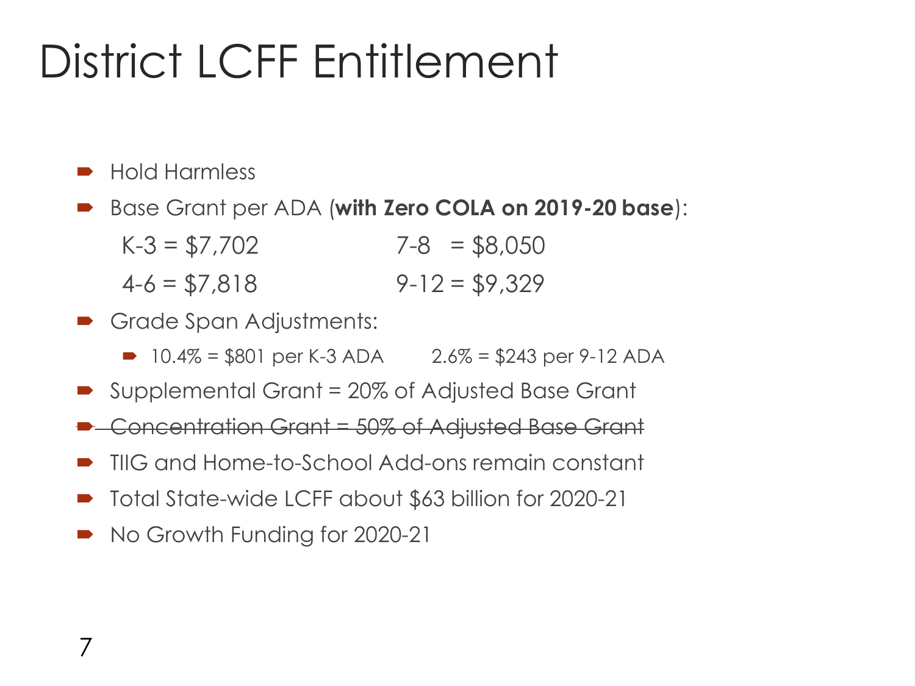# District LCFF Entitlement

- Hold Harmless
- Base Grant per ADA (**with Zero COLA on 2019-20 base**):

  K-3 = $7,702 7-8 = $8,050

  4-6 = $7,818 9-12 = $9,329

- Grade Span Adjustments:
  - 10.4% = $801 per K-3 ADA 2.6% = $243 per 9-12 ADA
- Supplemental Grant = 20% of Adjusted Base Grant
- ~~Concentration Grant = 50% of Adjusted Base Grant~~
- TIIG and Home-to-School Add-ons remain constant
- Total State-wide LCFF about $63 billion for 2020-21
- No Growth Funding for 2020-21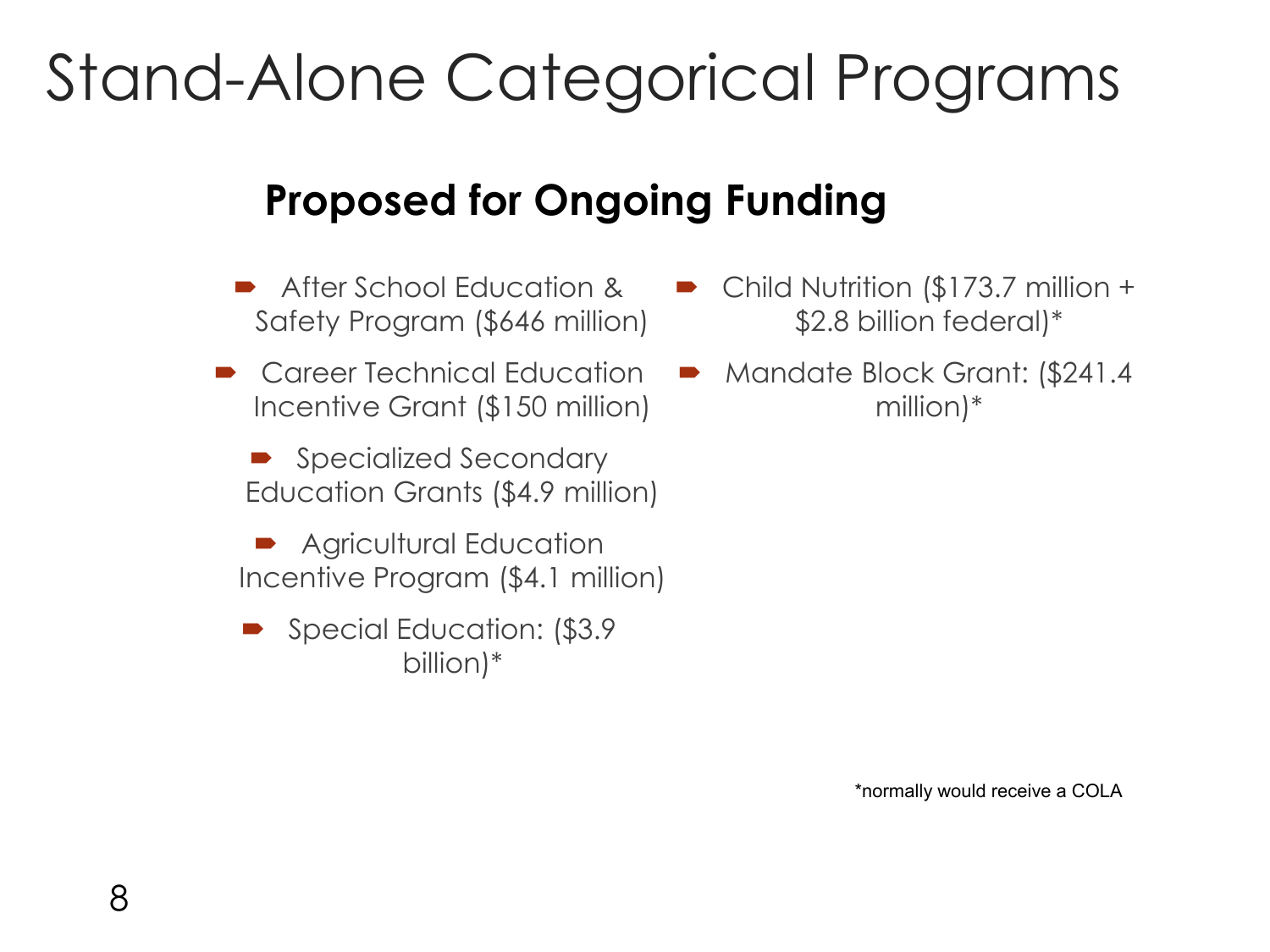# Stand-Alone Categorical Programs

## Proposed for Ongoing Funding

- After School Education & Safety Program ($646 million)
- Career Technical Education Incentive Grant ($150 million)
- Specialized Secondary Education Grants ($4.9 million)
- Agricultural Education Incentive Program ($4.1 million)
- Special Education: ($3.9 billion)*
- Child Nutrition ($173.7 million + $2.8 billion federal)*
- Mandate Block Grant: ($241.4 million)*

*normally would receive a COLA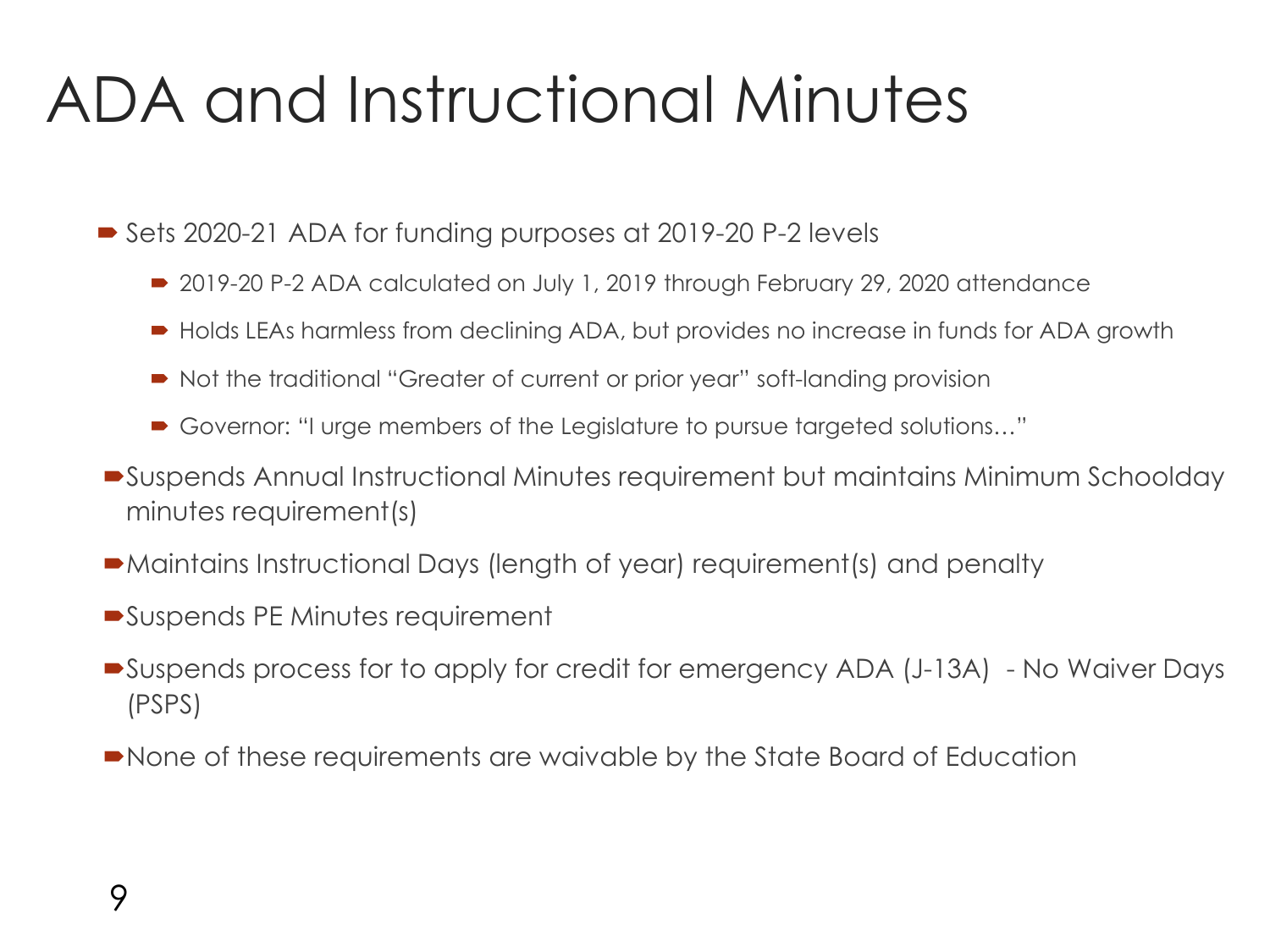# ADA and Instructional Minutes

- Sets 2020-21 ADA for funding purposes at 2019-20 P-2 levels
  - 2019-20 P-2 ADA calculated on July 1, 2019 through February 29, 2020 attendance
  - Holds LEAs harmless from declining ADA, but provides no increase in funds for ADA growth
  - Not the traditional "Greater of current or prior year" soft-landing provision
  - Governor: "I urge members of the Legislature to pursue targeted solutions…"
- Suspends Annual Instructional Minutes requirement but maintains Minimum Schoolday minutes requirement(s)
- Maintains Instructional Days (length of year) requirement(s) and penalty
- Suspends PE Minutes requirement
- Suspends process for to apply for credit for emergency ADA (J-13A) - No Waiver Days (PSPS)
- None of these requirements are waivable by the State Board of Education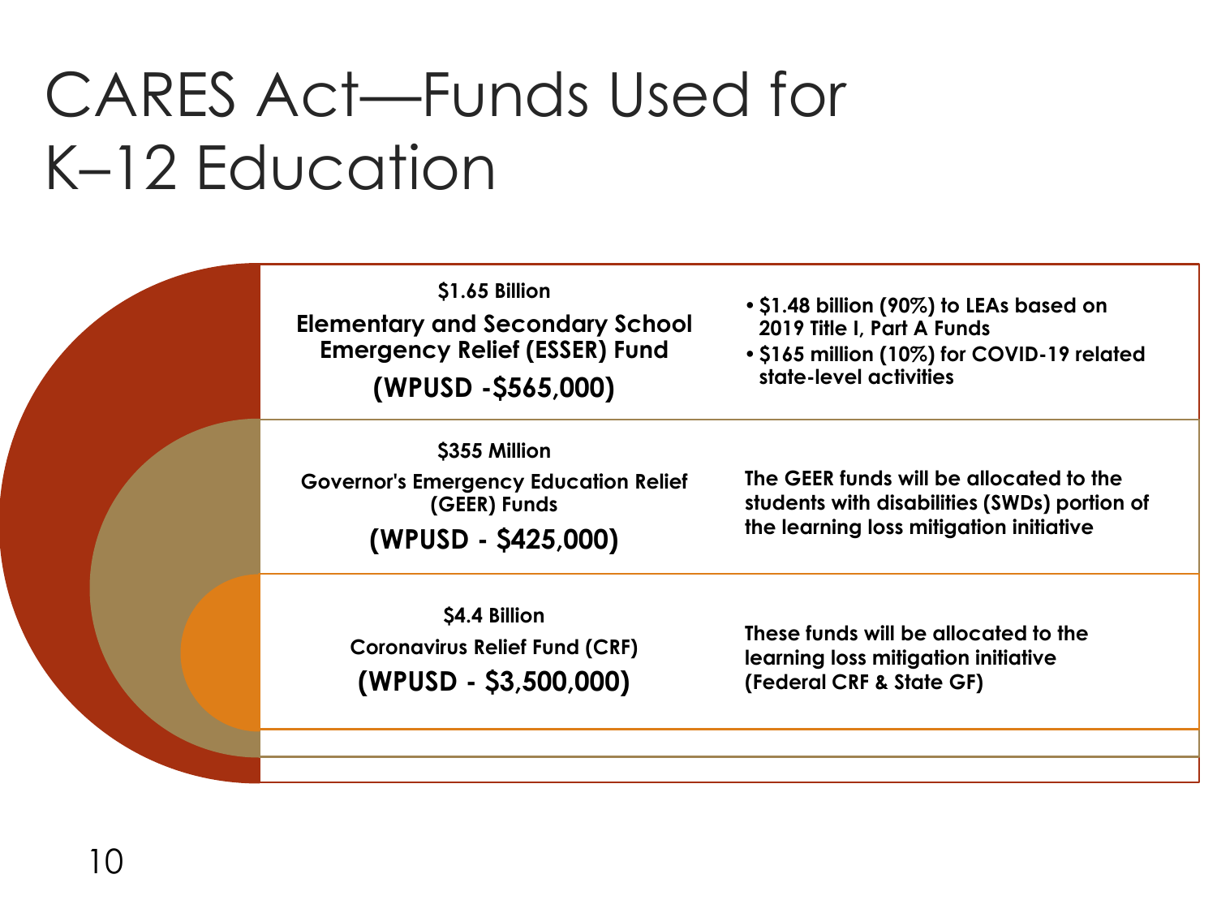# CARES Act—Funds Used for K–12 Education

| Fund | Details |
| --- | --- |
| **$1.65 Billion**<br>**Elementary and Secondary School Emergency Relief (ESSER) Fund**<br>**(WPUSD -$565,000)** | • **$1.48 billion (90%) to LEAs based on 2019 Title I, Part A Funds**<br>• **$165 million (10%) for COVID-19 related state-level activities** |
| **$355 Million**<br>**Governor's Emergency Education Relief (GEER) Funds**<br>**(WPUSD - $425,000)** | **The GEER funds will be allocated to the students with disabilities (SWDs) portion of the learning loss mitigation initiative** |
| **$4.4 Billion**<br>**Coronavirus Relief Fund (CRF)**<br>**(WPUSD - $3,500,000)** | **These funds will be allocated to the learning loss mitigation initiative (Federal CRF & State GF)** |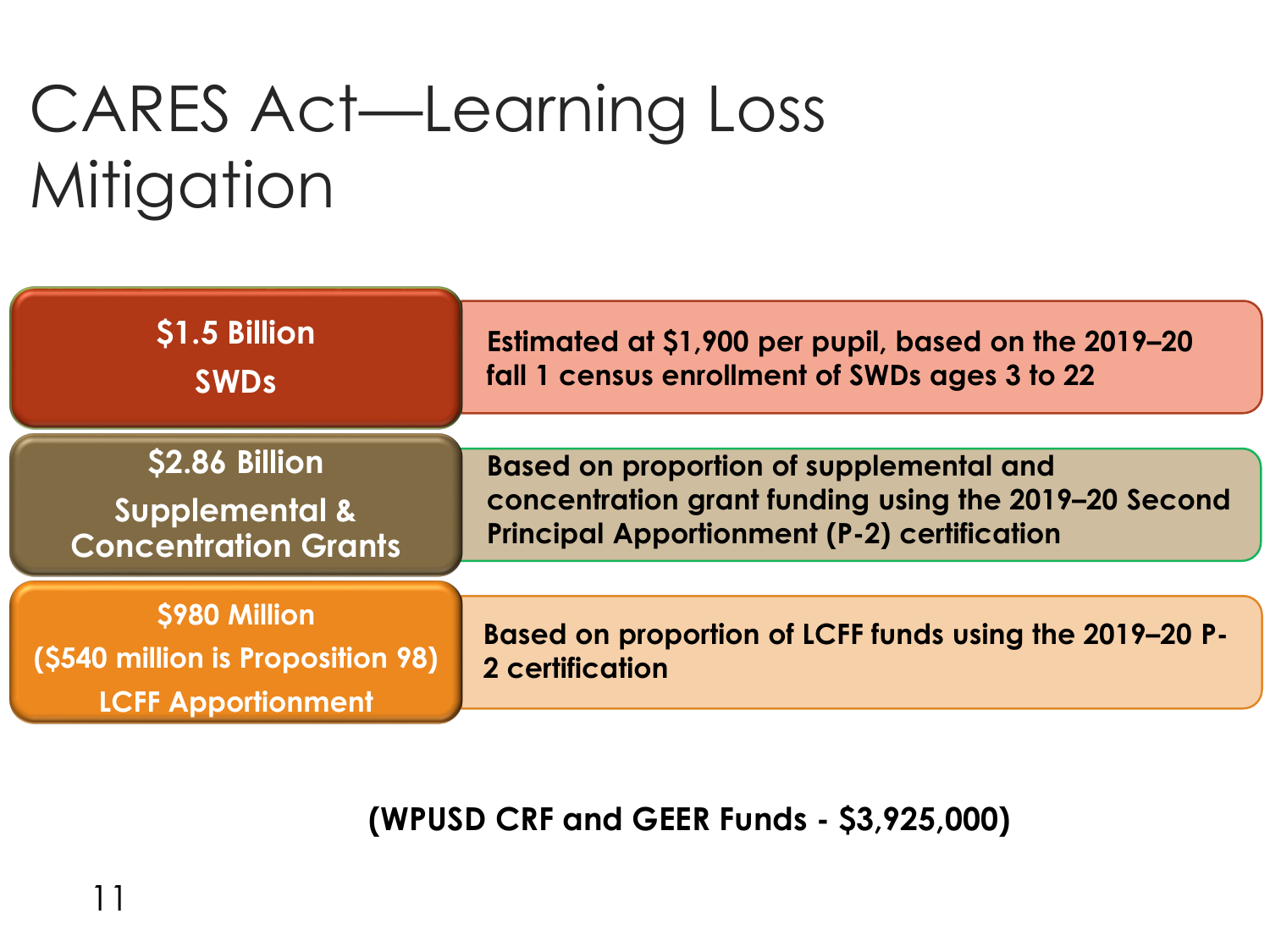# CARES Act—Learning Loss Mitigation

| | |
|---|---|
| **$1.5 Billion SWDs** | **Estimated at $1,900 per pupil, based on the 2019–20 fall 1 census enrollment of SWDs ages 3 to 22** |
| **$2.86 Billion Supplemental & Concentration Grants** | **Based on proportion of supplemental and concentration grant funding using the 2019–20 Second Principal Apportionment (P-2) certification** |
| **$980 Million ($540 million is Proposition 98) LCFF Apportionment** | **Based on proportion of LCFF funds using the 2019–20 P-2 certification** |

**(WPUSD CRF and GEER Funds - $3,925,000)**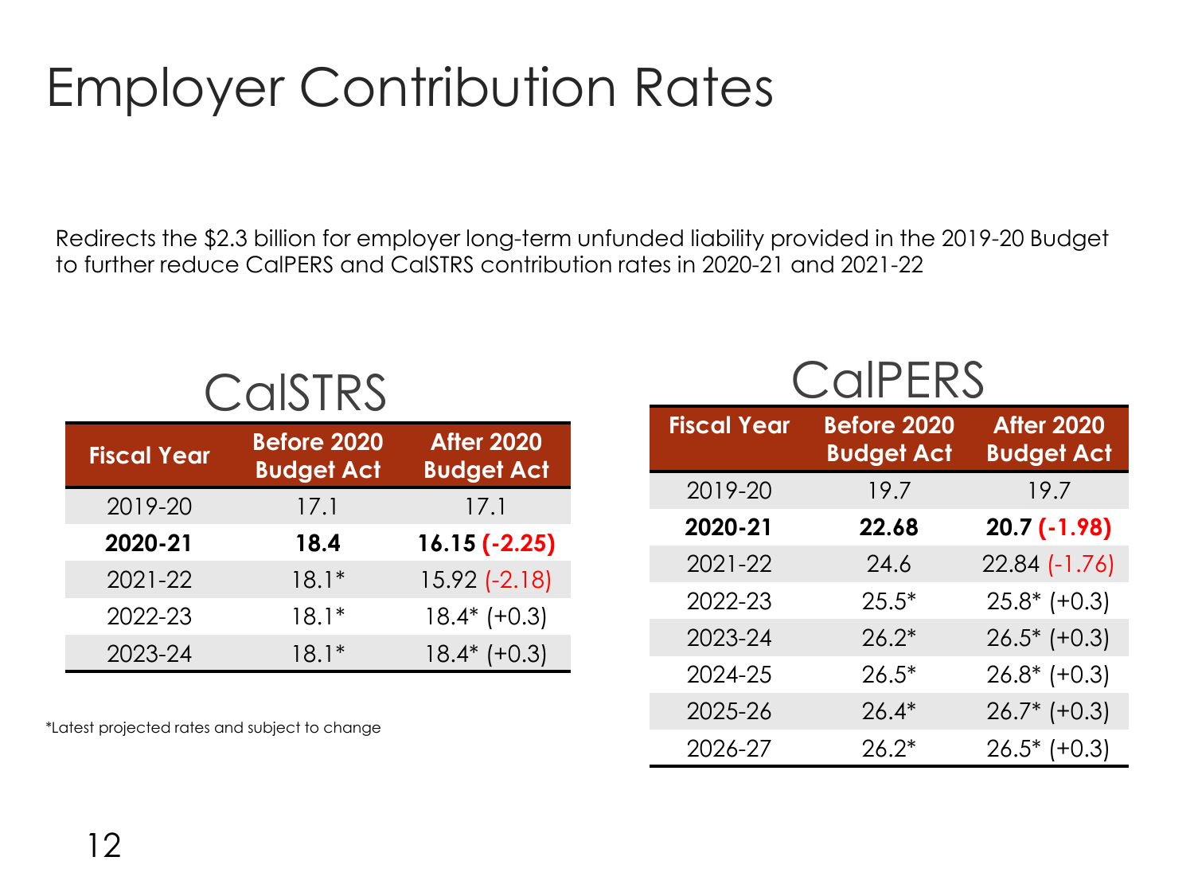# Employer Contribution Rates

Redirects the $2.3 billion for employer long-term unfunded liability provided in the 2019-20 Budget to further reduce CalPERS and CalSTRS contribution rates in 2020-21 and 2021-22

## CalSTRS

| Fiscal Year | Before 2020 Budget Act | After 2020 Budget Act |
|---|---|---|
| 2019-20 | 17.1 | 17.1 |
| **2020-21** | **18.4** | **16.15 (-2.25)** |
| 2021-22 | 18.1* | 15.92 (-2.18) |
| 2022-23 | 18.1* | 18.4* (+0.3) |
| 2023-24 | 18.1* | 18.4* (+0.3) |

*Latest projected rates and subject to change

## CalPERS

| Fiscal Year | Before 2020 Budget Act | After 2020 Budget Act |
|---|---|---|
| 2019-20 | 19.7 | 19.7 |
| **2020-21** | **22.68** | **20.7 (-1.98)** |
| 2021-22 | 24.6 | 22.84 (-1.76) |
| 2022-23 | 25.5* | 25.8* (+0.3) |
| 2023-24 | 26.2* | 26.5* (+0.3) |
| 2024-25 | 26.5* | 26.8* (+0.3) |
| 2025-26 | 26.4* | 26.7* (+0.3) |
| 2026-27 | 26.2* | 26.5* (+0.3) |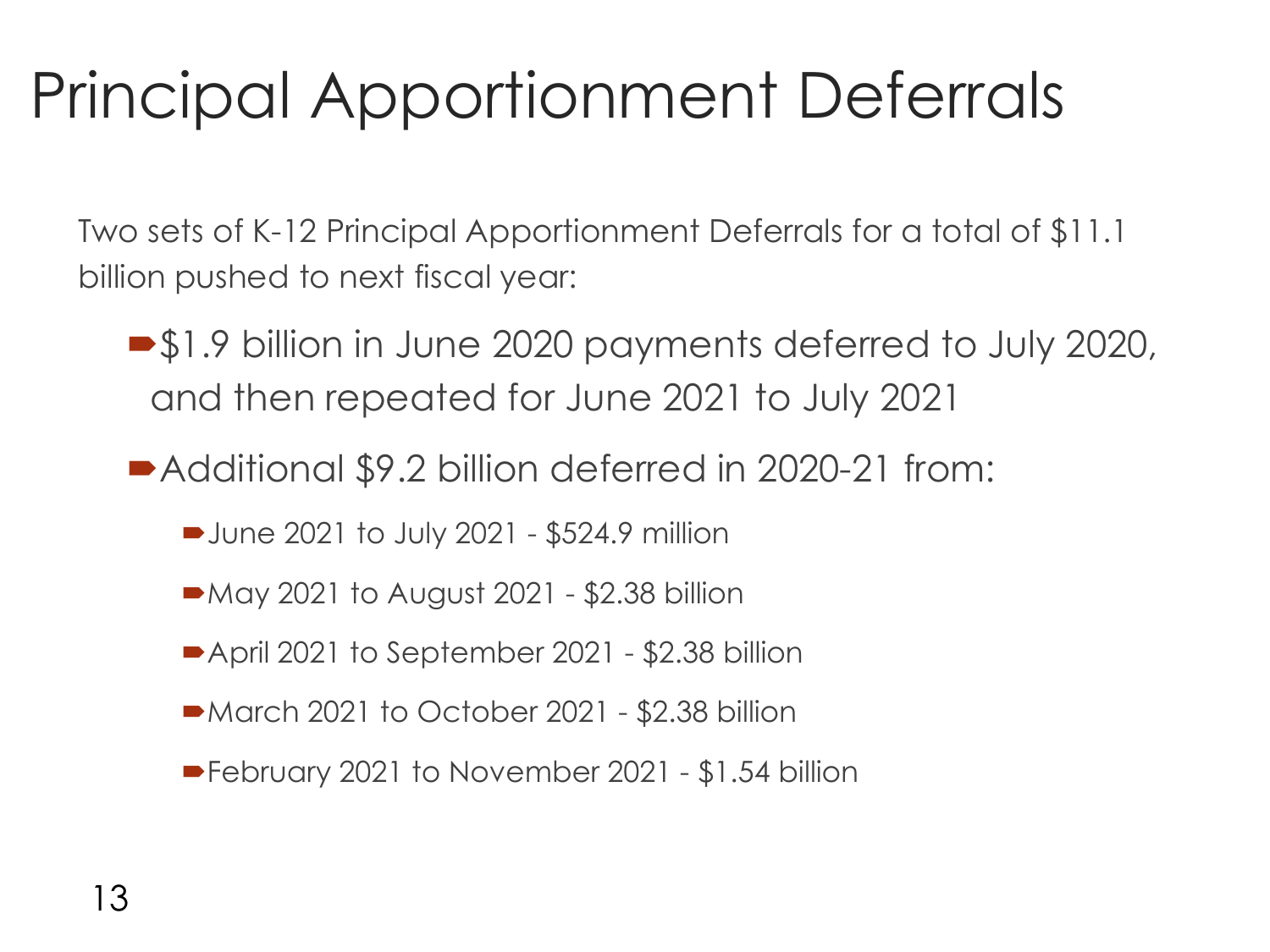# Principal Apportionment Deferrals

Two sets of K-12 Principal Apportionment Deferrals for a total of $11.1 billion pushed to next fiscal year:

- $1.9 billion in June 2020 payments deferred to July 2020, and then repeated for June 2021 to July 2021
- Additional $9.2 billion deferred in 2020-21 from:
  - June 2021 to July 2021 - $524.9 million
  - May 2021 to August 2021 - $2.38 billion
  - April 2021 to September 2021 - $2.38 billion
  - March 2021 to October 2021 - $2.38 billion
  - February 2021 to November 2021 - $1.54 billion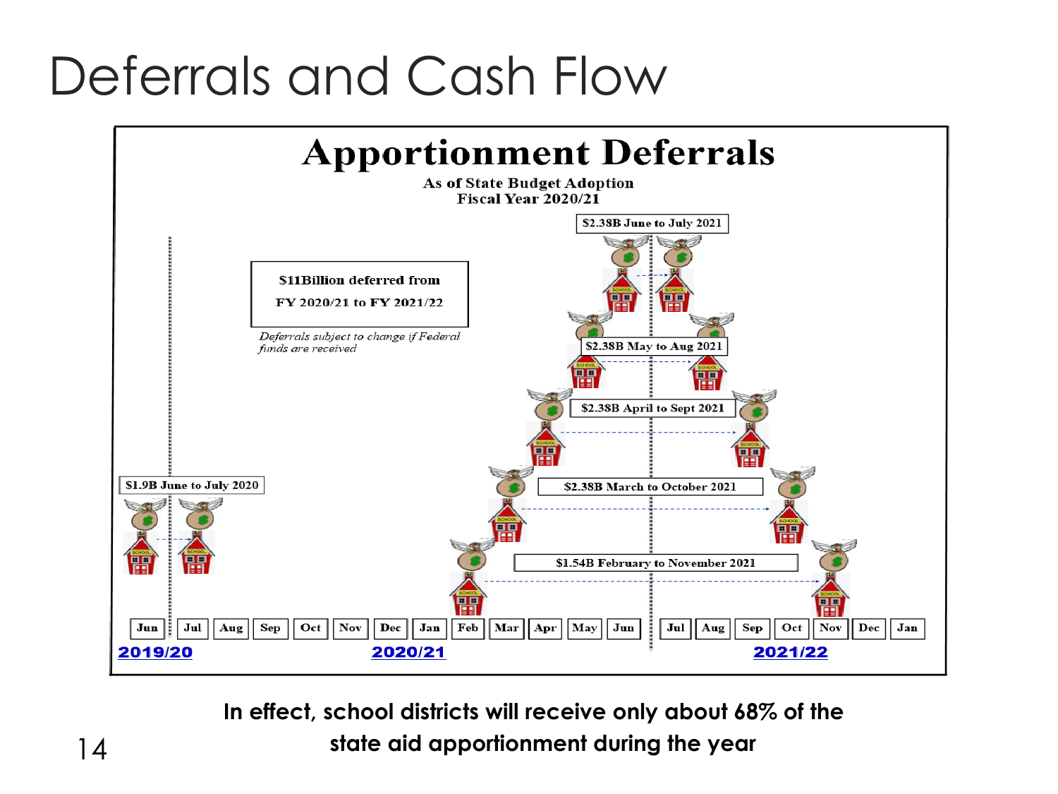# Deferrals and Cash Flow

## Apportionment Deferrals

As of State Budget Adoption
Fiscal Year 2020/21

$11Billion deferred from FY 2020/21 to FY 2021/22

*Deferrals subject to change if Federal funds are received*

- $1.9B June to July 2020
- $2.38B June to July 2021
- $2.38B May to Aug 2021
- $2.38B April to Sept 2021
- $2.38B March to October 2021
- $1.54B February to November 2021

Jun | Jul | Aug | Sep | Oct | Nov | Dec | Jan | Feb | Mar | Apr | May | Jun | Jul | Aug | Sep | Oct | Nov | Dec | Jan

2019/20 — 2020/21 — 2021/22

**In effect, school districts will receive only about 68% of the state aid apportionment during the year**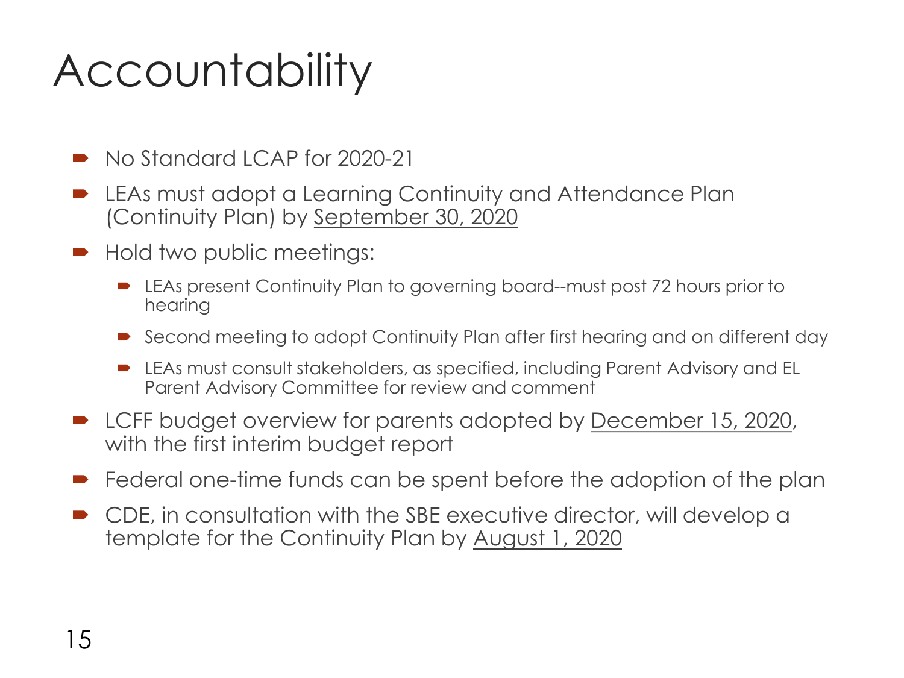# Accountability

- No Standard LCAP for 2020-21
- LEAs must adopt a Learning Continuity and Attendance Plan (Continuity Plan) by <u>September 30, 2020</u>
- Hold two public meetings:
  - LEAs present Continuity Plan to governing board--must post 72 hours prior to hearing
  - Second meeting to adopt Continuity Plan after first hearing and on different day
  - LEAs must consult stakeholders, as specified, including Parent Advisory and EL Parent Advisory Committee for review and comment
- LCFF budget overview for parents adopted by <u>December 15, 2020</u>, with the first interim budget report
- Federal one-time funds can be spent before the adoption of the plan
- CDE, in consultation with the SBE executive director, will develop a template for the Continuity Plan by <u>August 1, 2020</u>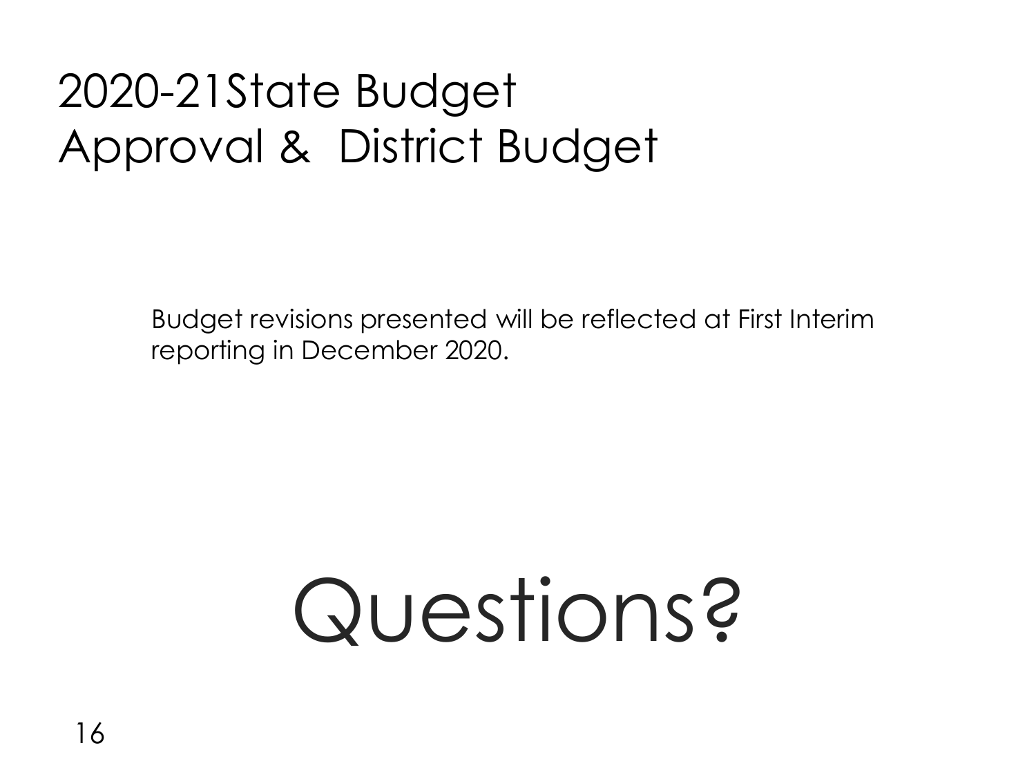# 2020-21State Budget Approval & District Budget

Budget revisions presented will be reflected at First Interim reporting in December 2020.

# Questions?